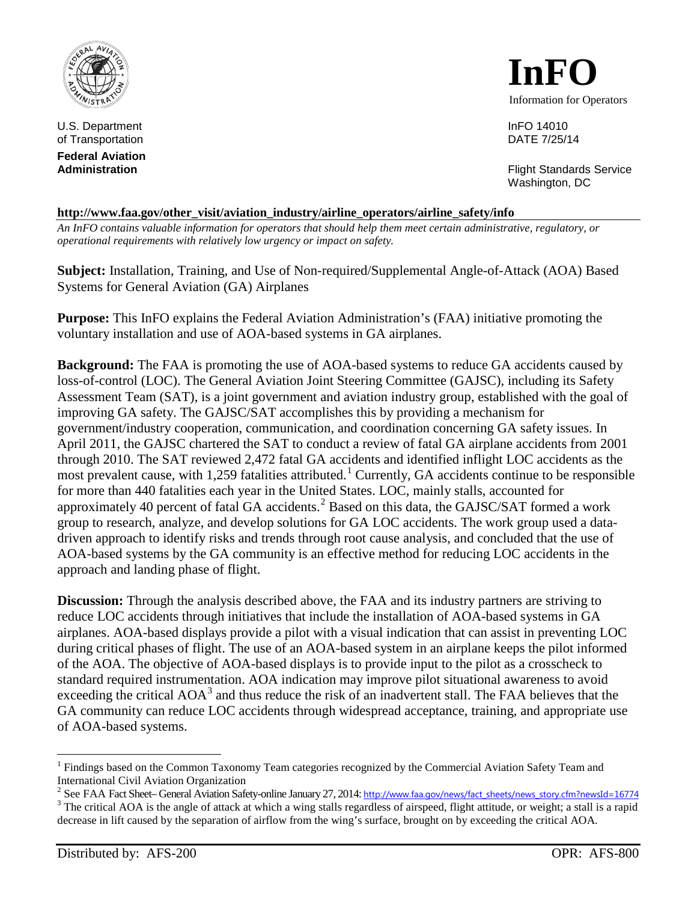U.S. Department of Transportation
**Federal Aviation Administration**

# InFO

Information for Operators

InFO 14010
DATE 7/25/14

Flight Standards Service
Washington, DC

**http://www.faa.gov/other_visit/aviation_industry/airline_operators/airline_safety/info**

*An InFO contains valuable information for operators that should help them meet certain administrative, regulatory, or operational requirements with relatively low urgency or impact on safety.*

**Subject:** Installation, Training, and Use of Non-required/Supplemental Angle-of-Attack (AOA) Based Systems for General Aviation (GA) Airplanes

**Purpose:** This InFO explains the Federal Aviation Administration's (FAA) initiative promoting the voluntary installation and use of AOA-based systems in GA airplanes.

**Background:** The FAA is promoting the use of AOA-based systems to reduce GA accidents caused by loss-of-control (LOC). The General Aviation Joint Steering Committee (GAJSC), including its Safety Assessment Team (SAT), is a joint government and aviation industry group, established with the goal of improving GA safety. The GAJSC/SAT accomplishes this by providing a mechanism for government/industry cooperation, communication, and coordination concerning GA safety issues. In April 2011, the GAJSC chartered the SAT to conduct a review of fatal GA airplane accidents from 2001 through 2010. The SAT reviewed 2,472 fatal GA accidents and identified inflight LOC accidents as the most prevalent cause, with 1,259 fatalities attributed.[1] Currently, GA accidents continue to be responsible for more than 440 fatalities each year in the United States. LOC, mainly stalls, accounted for approximately 40 percent of fatal GA accidents.[2] Based on this data, the GAJSC/SAT formed a work group to research, analyze, and develop solutions for GA LOC accidents. The work group used a data-driven approach to identify risks and trends through root cause analysis, and concluded that the use of AOA-based systems by the GA community is an effective method for reducing LOC accidents in the approach and landing phase of flight.

**Discussion:** Through the analysis described above, the FAA and its industry partners are striving to reduce LOC accidents through initiatives that include the installation of AOA-based systems in GA airplanes. AOA-based displays provide a pilot with a visual indication that can assist in preventing LOC during critical phases of flight. The use of an AOA-based system in an airplane keeps the pilot informed of the AOA. The objective of AOA-based displays is to provide input to the pilot as a crosscheck to standard required instrumentation. AOA indication may improve pilot situational awareness to avoid exceeding the critical AOA[3] and thus reduce the risk of an inadvertent stall. The FAA believes that the GA community can reduce LOC accidents through widespread acceptance, training, and appropriate use of AOA-based systems.

---

[1] Findings based on the Common Taxonomy Team categories recognized by the Commercial Aviation Safety Team and International Civil Aviation Organization

[2] See FAA Fact Sheet– General Aviation Safety-online January 27, 2014: http://www.faa.gov/news/fact_sheets/news_story.cfm?newsId=16774

[3] The critical AOA is the angle of attack at which a wing stalls regardless of airspeed, flight attitude, or weight; a stall is a rapid decrease in lift caused by the separation of airflow from the wing's surface, brought on by exceeding the critical AOA.

Distributed by: AFS-200 OPR: AFS-800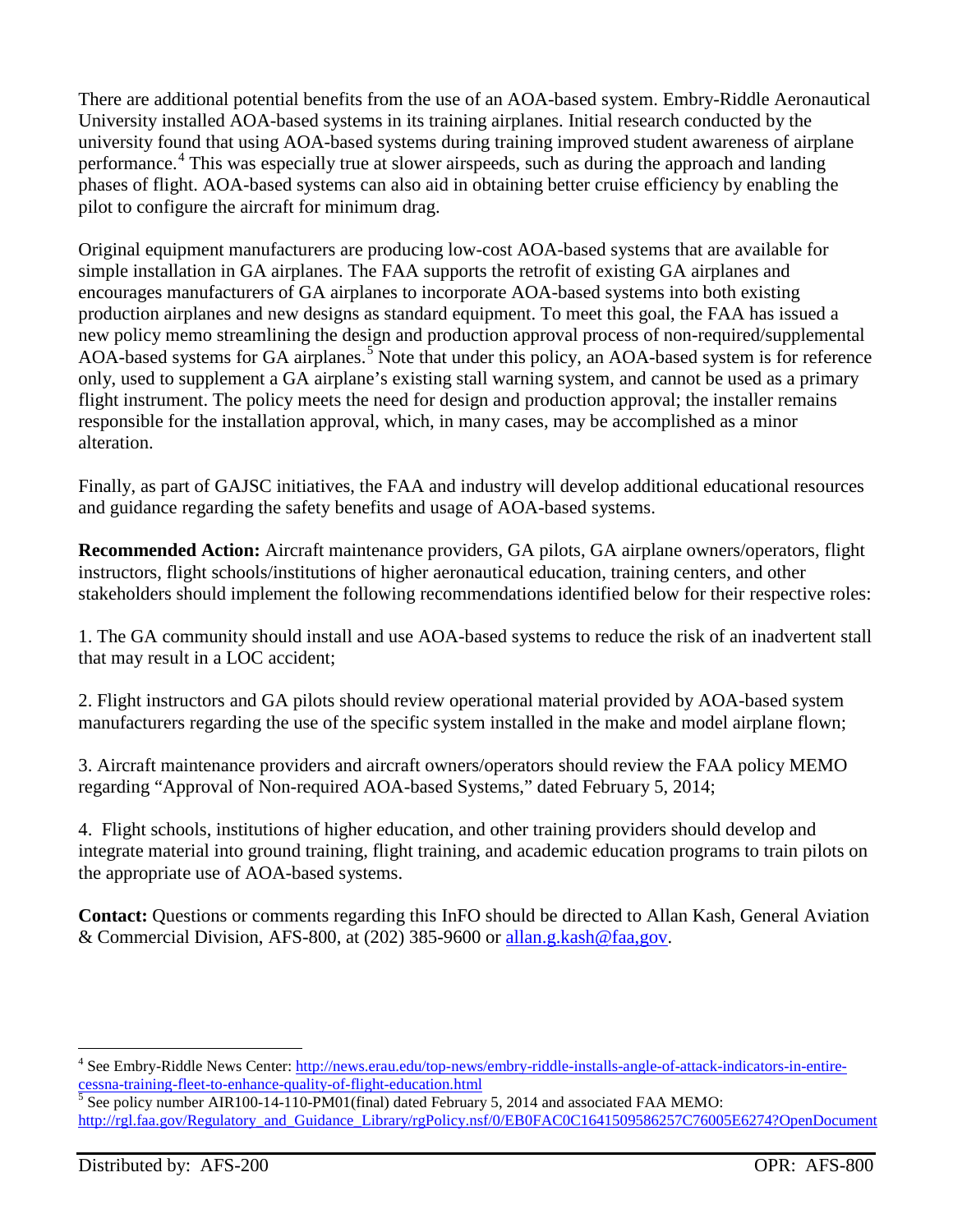There are additional potential benefits from the use of an AOA-based system. Embry-Riddle Aeronautical University installed AOA-based systems in its training airplanes. Initial research conducted by the university found that using AOA-based systems during training improved student awareness of airplane performance.[4] This was especially true at slower airspeeds, such as during the approach and landing phases of flight. AOA-based systems can also aid in obtaining better cruise efficiency by enabling the pilot to configure the aircraft for minimum drag.

Original equipment manufacturers are producing low-cost AOA-based systems that are available for simple installation in GA airplanes. The FAA supports the retrofit of existing GA airplanes and encourages manufacturers of GA airplanes to incorporate AOA-based systems into both existing production airplanes and new designs as standard equipment. To meet this goal, the FAA has issued a new policy memo streamlining the design and production approval process of non-required/supplemental AOA-based systems for GA airplanes.[5] Note that under this policy, an AOA-based system is for reference only, used to supplement a GA airplane's existing stall warning system, and cannot be used as a primary flight instrument. The policy meets the need for design and production approval; the installer remains responsible for the installation approval, which, in many cases, may be accomplished as a minor alteration.

Finally, as part of GAJSC initiatives, the FAA and industry will develop additional educational resources and guidance regarding the safety benefits and usage of AOA-based systems.

**Recommended Action:** Aircraft maintenance providers, GA pilots, GA airplane owners/operators, flight instructors, flight schools/institutions of higher aeronautical education, training centers, and other stakeholders should implement the following recommendations identified below for their respective roles:

1. The GA community should install and use AOA-based systems to reduce the risk of an inadvertent stall that may result in a LOC accident;

2. Flight instructors and GA pilots should review operational material provided by AOA-based system manufacturers regarding the use of the specific system installed in the make and model airplane flown;

3. Aircraft maintenance providers and aircraft owners/operators should review the FAA policy MEMO regarding "Approval of Non-required AOA-based Systems," dated February 5, 2014;

4. Flight schools, institutions of higher education, and other training providers should develop and integrate material into ground training, flight training, and academic education programs to train pilots on the appropriate use of AOA-based systems.

**Contact:** Questions or comments regarding this InFO should be directed to Allan Kash, General Aviation & Commercial Division, AFS-800, at (202) 385-9600 or allan.g.kash@faa,gov.

---

[4] See Embry-Riddle News Center: http://news.erau.edu/top-news/embry-riddle-installs-angle-of-attack-indicators-in-entire-cessna-training-fleet-to-enhance-quality-of-flight-education.html

[5] See policy number AIR100-14-110-PM01(final) dated February 5, 2014 and associated FAA MEMO: http://rgl.faa.gov/Regulatory_and_Guidance_Library/rgPolicy.nsf/0/EB0FAC0C1641509586257C76005E6274?OpenDocument

Distributed by: AFS-200 OPR: AFS-800